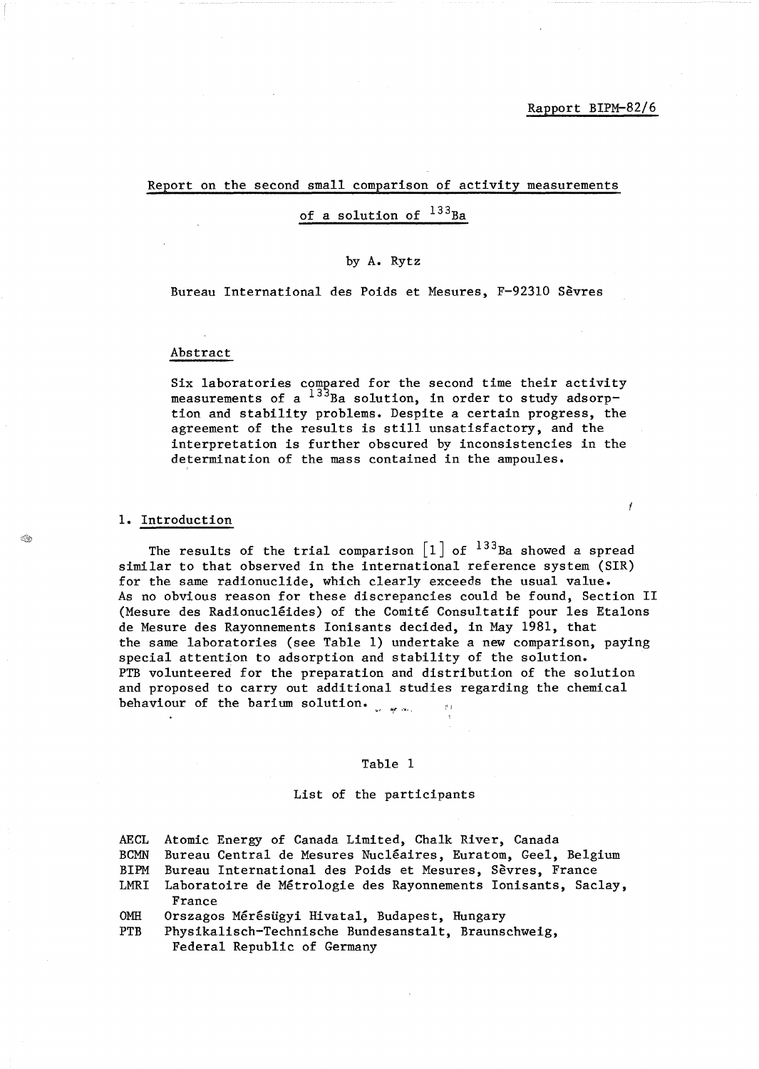Rapport BIPM-82/6

# Report on the second small comparison of activity measurements of a solution of $^{133}Ba$

by A. Rytz

Bureau International des Poids et Mesures, F-92310 Sèvres

## Abstract

Six laboratories compared for the second time their activity measurements of a $^{133}Ba$ solution, in order to study adsorption and stability problems. Despite a certain progress, the agreement of the results is still unsatisfactory, and the interpretation is further obscured by inconsistencies in the determination of the mass contained in the ampoules.

## 1. Introduction

The results of the trial comparison [1] of $^{133}Ba$ showed a spread similar to that observed in the international reference system (SIR) for the same radionuclide, which clearly exceeds the usual value. As no obvious reason for these discrepancies could be found, Section II (Mesure des Radionucléides) of the Comité Consultatif pour les Etalons de Mesure des Rayonnements Ionisants decided, in May 1981, that the same laboratories (see Table 1) undertake a new comparison, paying special attention to adsorption and stability of the solution. PTB volunteered for the preparation and distribution of the solution and proposed to carry out additional studies regarding the chemical behaviour of the barium solution.

Table 1

List of the participants

| | |
|---|---|
| AECL | Atomic Energy of Canada Limited, Chalk River, Canada |
| BCMN | Bureau Central de Mesures Nucléaires, Euratom, Geel, Belgium |
| BIPM | Bureau International des Poids et Mesures, Sèvres, France |
| LMRI | Laboratoire de Métrologie des Rayonnements Ionisants, Saclay, France |
| OMH | Orszagos Mérésügyi Hivatal, Budapest, Hungary |
| PTB | Physikalisch-Technische Bundesanstalt, Braunschweig, Federal Republic of Germany |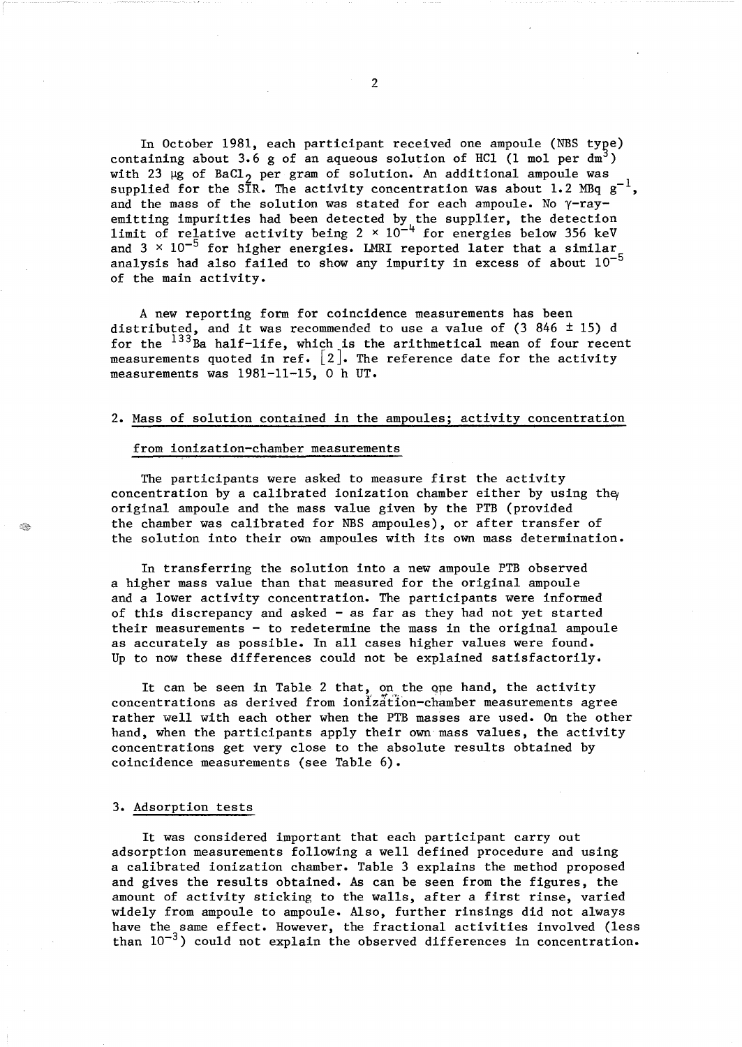In October 1981, each participant received one ampoule (NBS type) containing about 3.6 g of an aqueous solution of HCl (1 mol per $dm^3$) with 23 μg of $BaCl_2$ per gram of solution. An additional ampoule was supplied for the SIR. The activity concentration was about 1.2 MBq $g^{-1}$, and the mass of the solution was stated for each ampoule. No γ-ray-emitting impurities had been detected by the supplier, the detection limit of relative activity being $2 \times 10^{-4}$ for energies below 356 keV and $3 \times 10^{-5}$ for higher energies. LMRI reported later that a similar analysis had also failed to show any impurity in excess of about $10^{-5}$ of the main activity.

A new reporting form for coincidence measurements has been distributed, and it was recommended to use a value of (3 846 ± 15) d for the $^{133}$Ba half-life, which is the arithmetical mean of four recent measurements quoted in ref. [2]. The reference date for the activity measurements was 1981-11-15, 0 h UT.

## 2. Mass of solution contained in the ampoules; activity concentration from ionization-chamber measurements

The participants were asked to measure first the activity concentration by a calibrated ionization chamber either by using the original ampoule and the mass value given by the PTB (provided the chamber was calibrated for NBS ampoules), or after transfer of the solution into their own ampoules with its own mass determination.

In transferring the solution into a new ampoule PTB observed a higher mass value than that measured for the original ampoule and a lower activity concentration. The participants were informed of this discrepancy and asked – as far as they had not yet started their measurements – to redetermine the mass in the original ampoule as accurately as possible. In all cases higher values were found. Up to now these differences could not be explained satisfactorily.

It can be seen in Table 2 that, on the one hand, the activity concentrations as derived from ionization-chamber measurements agree rather well with each other when the PTB masses are used. On the other hand, when the participants apply their own mass values, the activity concentrations get very close to the absolute results obtained by coincidence measurements (see Table 6).

## 3. Adsorption tests

It was considered important that each participant carry out adsorption measurements following a well defined procedure and using a calibrated ionization chamber. Table 3 explains the method proposed and gives the results obtained. As can be seen from the figures, the amount of activity sticking to the walls, after a first rinse, varied widely from ampoule to ampoule. Also, further rinsings did not always have the same effect. However, the fractional activities involved (less than $10^{-3}$) could not explain the observed differences in concentration.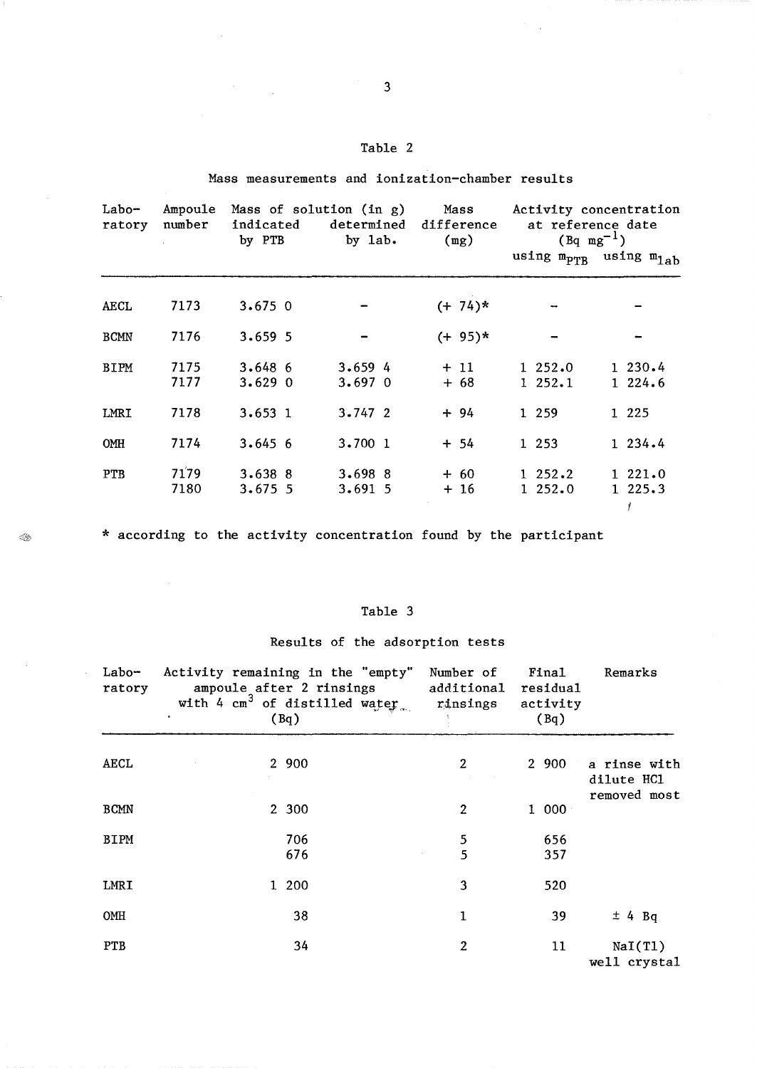Table 2

Mass measurements and ionization-chamber results

| Laboratory | Ampoule number | Mass of solution (in g) indicated by PTB | Mass of solution (in g) determined by lab. | Mass difference (mg) | Activity concentration at reference date ($Bq\ mg^{-1}$) using $m_{PTB}$ | Activity concentration at reference date ($Bq\ mg^{-1}$) using $m_{lab}$ |
|---|---|---|---|---|---|---|
| AECL | 7173 | 3.675 0 | – | (+ 74)* | – | – |
| BCMN | 7176 | 3.659 5 | – | (+ 95)* | – | – |
| BIPM | 7175 | 3.648 6 | 3.659 4 | + 11 | 1 252.0 | 1 230.4 |
| | 7177 | 3.629 0 | 3.697 0 | + 68 | 1 252.1 | 1 224.6 |
| LMRI | 7178 | 3.653 1 | 3.747 2 | + 94 | 1 259 | 1 225 |
| OMH | 7174 | 3.645 6 | 3.700 1 | + 54 | 1 253 | 1 234.4 |
| PTB | 7179 | 3.638 8 | 3.698 8 | + 60 | 1 252.2 | 1 221.0 |
| | 7180 | 3.675 5 | 3.691 5 | + 16 | 1 252.0 | 1 225.3 |

* according to the activity concentration found by the participant

Table 3

Results of the adsorption tests

| Laboratory | Activity remaining in the "empty" ampoule after 2 rinsings with 4 $cm^3$ of distilled water (Bq) | Number of additional rinsings | Final residual activity (Bq) | Remarks |
|---|---|---|---|---|
| AECL | 2 900 | 2 | 2 900 | a rinse with dilute HCl removed most |
| BCMN | 2 300 | 2 | 1 000 | |
| BIPM | 706 | 5 | 656 | |
| | 676 | 5 | 357 | |
| LMRI | 1 200 | 3 | 520 | |
| OMH | 38 | 1 | 39 | ± 4 Bq |
| PTB | 34 | 2 | 11 | NaI(Tl) well crystal |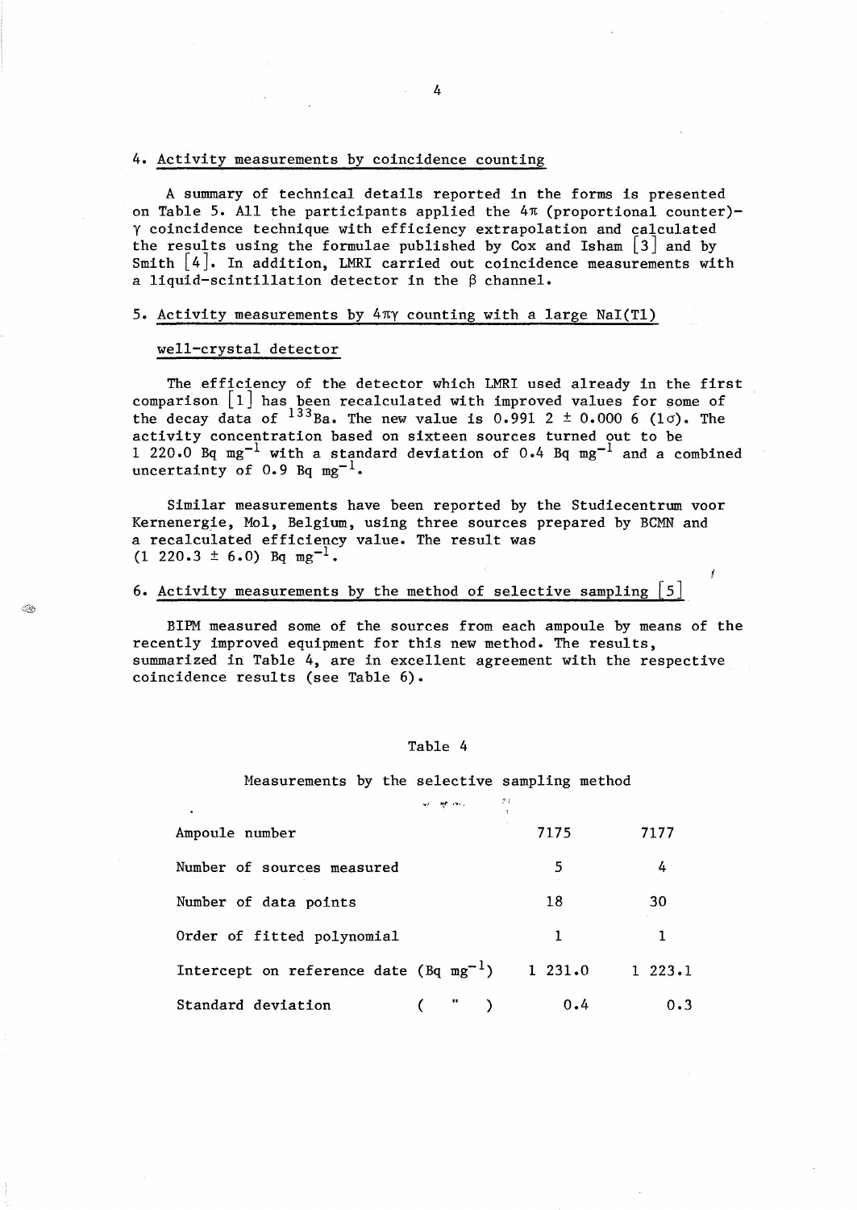## 4. Activity measurements by coincidence counting

A summary of technical details reported in the forms is presented on Table 5. All the participants applied the $4\pi$ (proportional counter)-$\gamma$ coincidence technique with efficiency extrapolation and calculated the results using the formulae published by Cox and Isham [3] and by Smith [4]. In addition, LMRI carried out coincidence measurements with a liquid-scintillation detector in the $\beta$ channel.

## 5. Activity measurements by $4\pi\gamma$ counting with a large NaI(Tl) well-crystal detector

The efficiency of the detector which LMRI used already in the first comparison [1] has been recalculated with improved values for some of the decay data of $^{133}Ba$. The new value is 0.991 2 ± 0.000 6 ($1\sigma$). The activity concentration based on sixteen sources turned out to be 1 220.0 Bq $mg^{-1}$ with a standard deviation of 0.4 Bq $mg^{-1}$ and a combined uncertainty of 0.9 Bq $mg^{-1}$.

Similar measurements have been reported by the Studiecentrum voor Kernenergie, Mol, Belgium, using three sources prepared by BCMN and a recalculated efficiency value. The result was (1 220.3 ± 6.0) Bq $mg^{-1}$.

## 6. Activity measurements by the method of selective sampling [5]

BIPM measured some of the sources from each ampoule by means of the recently improved equipment for this new method. The results, summarized in Table 4, are in excellent agreement with the respective coincidence results (see Table 6).

Table 4

Measurements by the selective sampling method

| Ampoule number | 7175 | 7177 |
|---|---|---|
| Number of sources measured | 5 | 4 |
| Number of data points | 18 | 30 |
| Order of fitted polynomial | 1 | 1 |
| Intercept on reference date (Bq $mg^{-1}$) | 1 231.0 | 1 223.1 |
| Standard deviation ( " ) | 0.4 | 0.3 |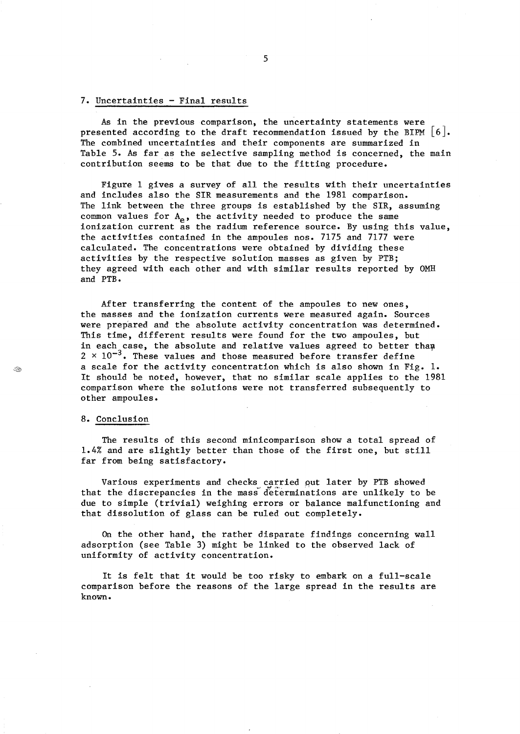## 7. Uncertainties - Final results

As in the previous comparison, the uncertainty statements were presented according to the draft recommendation issued by the BIPM [6]. The combined uncertainties and their components are summarized in Table 5. As far as the selective sampling method is concerned, the main contribution seems to be that due to the fitting procedure.

Figure 1 gives a survey of all the results with their uncertainties and includes also the SIR measurements and the 1981 comparison. The link between the three groups is established by the SIR, assuming common values for $A_e$, the activity needed to produce the same ionization current as the radium reference source. By using this value, the activities contained in the ampoules nos. 7175 and 7177 were calculated. The concentrations were obtained by dividing these activities by the respective solution masses as given by PTB; they agreed with each other and with similar results reported by OMH and PTB.

After transferring the content of the ampoules to new ones, the masses and the ionization currents were measured again. Sources were prepared and the absolute activity concentration was determined. This time, different results were found for the two ampoules, but in each case, the absolute and relative values agreed to better than $2 \times 10^{-3}$. These values and those measured before transfer define a scale for the activity concentration which is also shown in Fig. 1. It should be noted, however, that no similar scale applies to the 1981 comparison where the solutions were not transferred subsequently to other ampoules.

## 8. Conclusion

The results of this second minicomparison show a total spread of 1.4% and are slightly better than those of the first one, but still far from being satisfactory.

Various experiments and checks carried out later by PTB showed that the discrepancies in the mass determinations are unlikely to be due to simple (trivial) weighing errors or balance malfunctioning and that dissolution of glass can be ruled out completely.

On the other hand, the rather disparate findings concerning wall adsorption (see Table 3) might be linked to the observed lack of uniformity of activity concentration.

It is felt that it would be too risky to embark on a full-scale comparison before the reasons of the large spread in the results are known.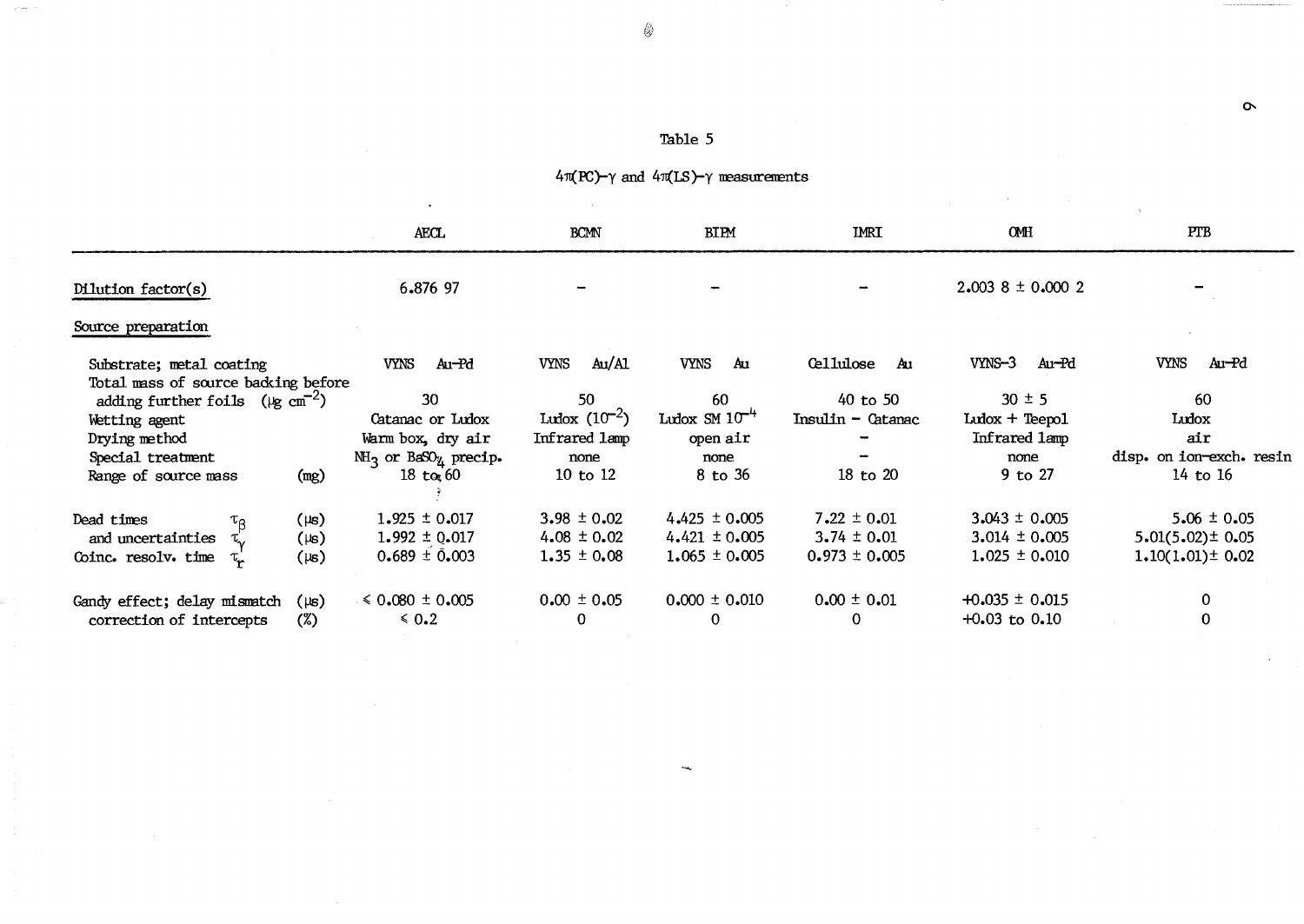# Table 5

$4\pi(PC)$-$\gamma$ and $4\pi(LS)$-$\gamma$ measurements

| | | AECL | BCMN | BIPM | IMRI | OMH | PTB |
|---|---|---|---|---|---|---|---|
| Dilution factor(s) | | 6.876 97 | – | – | – | 2.003 8 ± 0.000 2 | – |
| **Source preparation** | | | | | | | |
| Substrate; metal coating | | VYNS Au-Pd | VYNS Au/Al | VYNS Au | Cellulose Au | VYNS-3 Au-Pd | VYNS Au-Pd |
| Total mass of source backing before adding further foils | ($\mu g\ cm^{-2}$) | 30 | 50 | 60 | 40 to 50 | 30 ± 5 | 60 |
| Wetting agent | | Catanac or Ludox | Ludox ($10^{-2}$) | Ludox SM $10^{-4}$ | Insulin – Catanac | Ludox + Teepol | Ludox |
| Drying method | | Warm box, dry air | Infrared lamp | open air | – | Infrared lamp | air |
| Special treatment | | $NH_3$ or $BaSO_4$ precip. | none | none | – | none | disp. on ion-exch. resin |
| Range of source mass | (mg) | 18 to 60 | 10 to 12 | 8 to 36 | 18 to 20 | 9 to 27 | 14 to 16 |
| Dead times $\tau_\beta$ | ($\mu s$) | 1.925 ± 0.017 | 3.98 ± 0.02 | 4.425 ± 0.005 | 7.22 ± 0.01 | 3.043 ± 0.005 | 5.06 ± 0.05 |
| and uncertainties $\tau_\gamma$ | ($\mu s$) | 1.992 ± 0.017 | 4.08 ± 0.02 | 4.421 ± 0.005 | 3.74 ± 0.01 | 3.014 ± 0.005 | 5.01(5.02) ± 0.05 |
| Coinc. resolv. time $\tau_r$ | ($\mu s$) | 0.689 ± 0.003 | 1.35 ± 0.08 | 1.065 ± 0.005 | 0.973 ± 0.005 | 1.025 ± 0.010 | 1.10(1.01) ± 0.02 |
| Gandy effect; delay mismatch | ($\mu s$) | ≤ 0.080 ± 0.005 | 0.00 ± 0.05 | 0.000 ± 0.010 | 0.00 ± 0.01 | +0.035 ± 0.015 | 0 |
| correction of intercepts | (%) | ≤ 0.2 | 0 | 0 | 0 | +0.03 to 0.10 | 0 |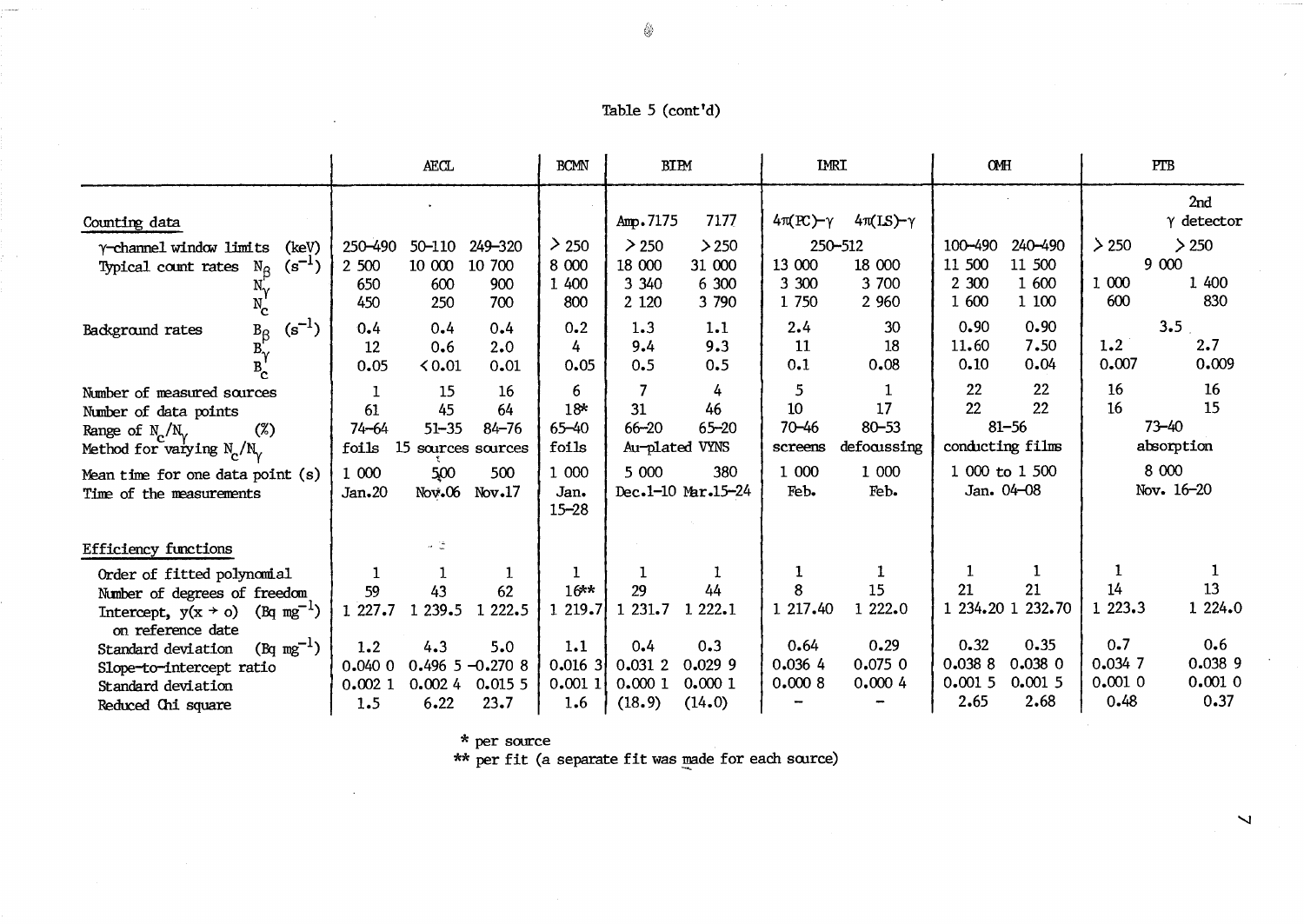Table 5 (cont'd)

| | AECL | | | BCMN | BIPM | | IMRI | | OMH | | PTB | |
|---|---|---|---|---|---|---|---|---|---|---|---|---|
| Counting data | | | | | Amp.7175 | 7177 | $4\pi$(PC)-$\gamma$ | $4\pi$(LS)-$\gamma$ | | | | 2nd $\gamma$ detector |
| $\gamma$-channel window limits (keV) | 250–490 | 50–110 | 249–320 | > 250 | > 250 | > 250 | 250–512 | | 100–490 | 240–490 | > 250 | > 250 |
| Typical count rates $N_\beta$ ($s^{-1}$) | 2 500 | 10 000 | 10 700 | 8 000 | 18 000 | 31 000 | 13 000 | 18 000 | 11 500 | 11 500 | 9 000 | |
| $N_\gamma$ | 650 | 600 | 900 | 1 400 | 3 340 | 6 300 | 3 300 | 3 700 | 2 300 | 1 600 | 1 000 | 1 400 |
| $N_c$ | 450 | 250 | 700 | 800 | 2 120 | 3 790 | 1 750 | 2 960 | 1 600 | 1 100 | 600 | 830 |
| Background rates $B_\beta$ ($s^{-1}$) | 0.4 | 0.4 | 0.4 | 0.2 | 1.3 | 1.1 | 2.4 | 30 | 0.90 | 0.90 | 3.5 | |
| $B_\gamma$ | 12 | 0.6 | 2.0 | 4 | 9.4 | 9.3 | 11 | 18 | 11.60 | 7.50 | 1.2 | 2.7 |
| $B_c$ | 0.05 | < 0.01 | 0.01 | 0.05 | 0.5 | 0.5 | 0.1 | 0.08 | 0.10 | 0.04 | 0.007 | 0.009 |
| Number of measured sources | 1 | 15 | 16 | 6 | 7 | 4 | 5 | 1 | 22 | 22 | 16 | 16 |
| Number of data points | 61 | 45 | 64 | 18* | 31 | 46 | 10 | 17 | 22 | 22 | 16 | 15 |
| Range of $N_c/N_\gamma$ (%) | 74–64 | 51–35 | 84–76 | 65–40 | 66–20 | 65–20 | 70–46 | 80–53 | 81–56 | | 73–40 | |
| Method for varying $N_c/N_\gamma$ | foils | 15 sources | sources | foils | Au-plated VYNS | | screens | defocussing | conducting films | | absorption | |
| Mean time for one data point (s) | 1 000 | 500 | 500 | 1 000 | 5 000 | 380 | 1 000 | 1 000 | 1 000 to 1 500 | | 8 000 | |
| Time of the measurements | Jan.20 | Nov.06 | Nov.17 | Jan. 15–28 | Dec.1–10 | Mar.15–24 | Feb. | Feb. | Jan. 04–08 | | Nov. 16–20 | |
| Efficiency functions | | | | | | | | | | | | |
| Order of fitted polynomial | 1 | 1 | 1 | 1 | 1 | 1 | 1 | 1 | 1 | 1 | 1 | 1 |
| Number of degrees of freedom | 59 | 43 | 62 | 16** | 29 | 44 | 8 | 15 | 21 | 21 | 14 | 13 |
| Intercept, $y(x \to 0)$ (Bq mg$^{-1}$) on reference date | 1 227.7 | 1 239.5 | 1 222.5 | 1 219.7 | 1 231.7 | 1 222.1 | 1 217.40 | 1 222.0 | 1 234.20 | 1 232.70 | 1 223.3 | 1 224.0 |
| Standard deviation (Bq mg$^{-1}$) | 1.2 | 4.3 | 5.0 | 1.1 | 0.4 | 0.3 | 0.64 | 0.29 | 0.32 | 0.35 | 0.7 | 0.6 |
| Slope-to-intercept ratio | 0.040 0 | 0.496 5 | −0.270 8 | 0.016 3 | 0.031 2 | 0.029 9 | 0.036 4 | 0.075 0 | 0.038 8 | 0.038 0 | 0.034 7 | 0.038 9 |
| Standard deviation | 0.002 1 | 0.002 4 | 0.015 5 | 0.001 1 | 0.000 1 | 0.000 1 | 0.000 8 | 0.000 4 | 0.001 5 | 0.001 5 | 0.001 0 | 0.001 0 |
| Reduced Chi square | 1.5 | 6.22 | 23.7 | 1.6 | (18.9) | (14.0) | – | – | 2.65 | 2.68 | 0.48 | 0.37 |

\* per source

\*\* per fit (a separate fit was made for each source)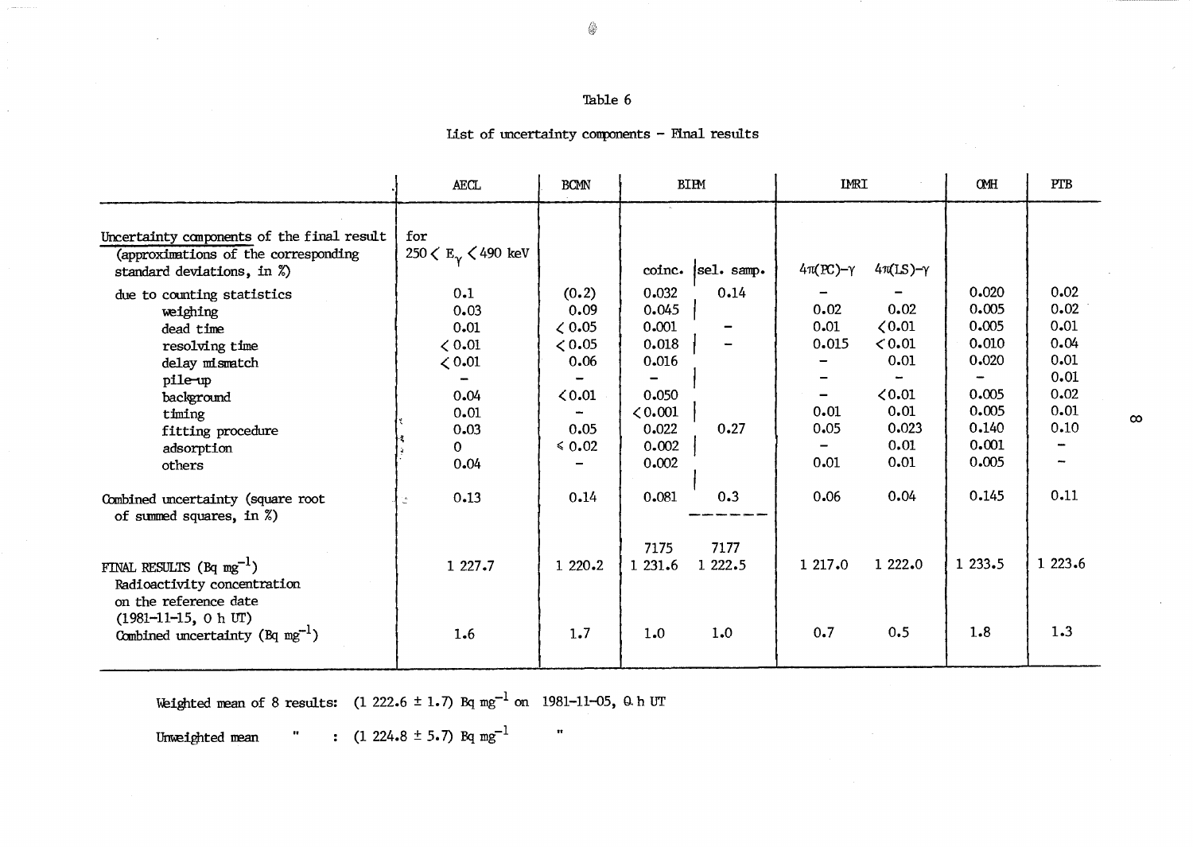Table 6

List of uncertainty components - Final results

| | AECL | BCMN | BIPM | | IMRI | | OMH | PTB |
|---|---|---|---|---|---|---|---|---|
| Uncertainty components of the final result (approximations of the corresponding standard deviations, in %) | for $250 < E_\gamma < 490$ keV | | coinc. | sel. samp. | $4\pi$(PC)-$\gamma$ | $4\pi$(LS)-$\gamma$ | | |
| due to counting statistics | 0.1 | (0.2) | 0.032 | 0.14 | - | - | 0.020 | 0.02 |
| weighing | 0.03 | 0.09 | 0.045 | | 0.02 | 0.02 | 0.005 | 0.02 |
| dead time | 0.01 | < 0.05 | 0.001 | - | 0.01 | < 0.01 | 0.005 | 0.01 |
| resolving time | < 0.01 | < 0.05 | 0.018 | - | 0.015 | < 0.01 | 0.010 | 0.04 |
| delay mismatch | < 0.01 | 0.06 | 0.016 | | - | 0.01 | 0.020 | 0.01 |
| pile-up | - | - | - | | - | - | - | 0.01 |
| background | 0.04 | < 0.01 | 0.050 | | - | < 0.01 | 0.005 | 0.02 |
| timing | 0.01 | - | < 0.001 | | 0.01 | 0.01 | 0.005 | 0.01 |
| fitting procedure | 0.03 | 0.05 | 0.022 | 0.27 | 0.05 | 0.023 | 0.140 | 0.10 |
| adsorption | 0 | ≤ 0.02 | 0.002 | | - | 0.01 | 0.001 | - |
| others | 0.04 | - | 0.002 | | 0.01 | 0.01 | 0.005 | - |
| Combined uncertainty (square root of summed squares, in %) | 0.13 | 0.14 | 0.081 | 0.3 | 0.06 | 0.04 | 0.145 | 0.11 |
| | | | 7175 | 7177 | | | | |
| FINAL RESULTS (Bq mg$^{-1}$) Radioactivity concentration on the reference date (1981-11-15, 0 h UT) | 1 227.7 | 1 220.2 | 1 231.6 | 1 222.5 | 1 217.0 | 1 222.0 | 1 233.5 | 1 223.6 |
| Combined uncertainty (Bq mg$^{-1}$) | 1.6 | 1.7 | 1.0 | 1.0 | 0.7 | 0.5 | 1.8 | 1.3 |

Weighted mean of 8 results: (1 222.6 ± 1.7) Bq mg$^{-1}$ on 1981-11-05, 0 h UT

Unweighted mean " : (1 224.8 ± 5.7) Bq mg$^{-1}$ "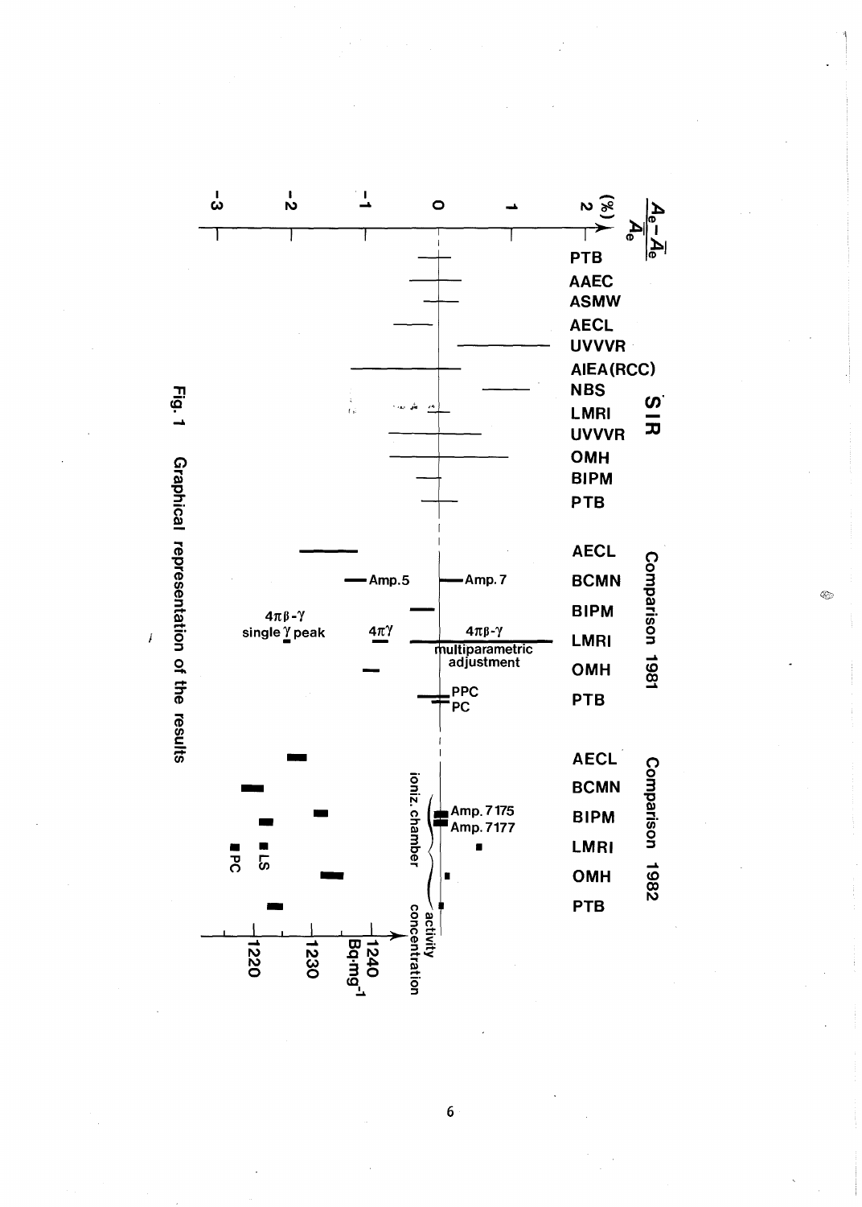Fig. 1 Graphical representation of the results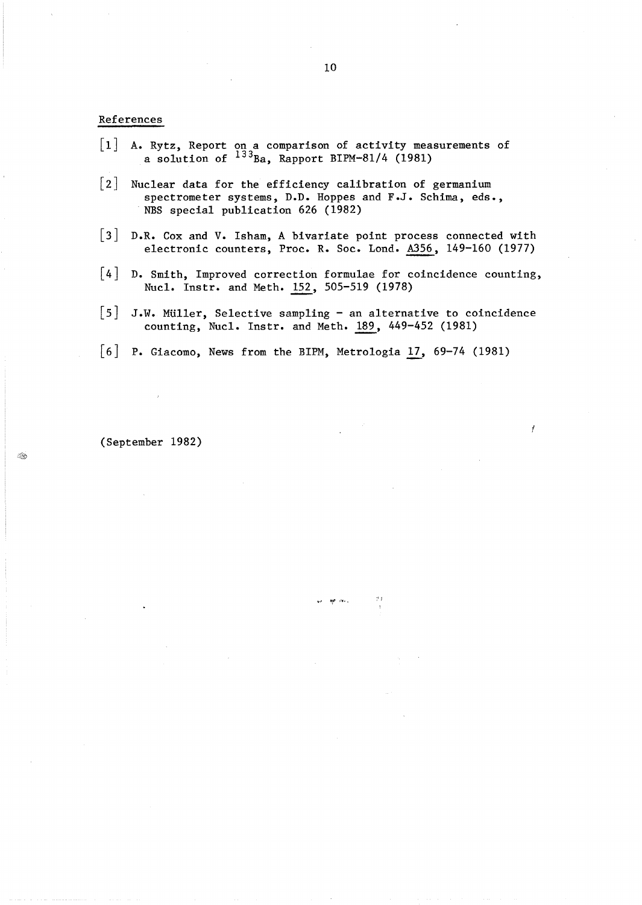## References

[1] A. Rytz, Report on a comparison of activity measurements of a solution of $^{133}$Ba, Rapport BIPM-81/4 (1981)

[2] Nuclear data for the efficiency calibration of germanium spectrometer systems, D.D. Hoppes and F.J. Schima, eds., NBS special publication 626 (1982)

[3] D.R. Cox and V. Isham, A bivariate point process connected with electronic counters, Proc. R. Soc. Lond. A356, 149-160 (1977)

[4] D. Smith, Improved correction formulae for coincidence counting, Nucl. Instr. and Meth. 152, 505-519 (1978)

[5] J.W. Müller, Selective sampling - an alternative to coincidence counting, Nucl. Instr. and Meth. 189, 449-452 (1981)

[6] P. Giacomo, News from the BIPM, Metrologia 17, 69-74 (1981)

(September 1982)